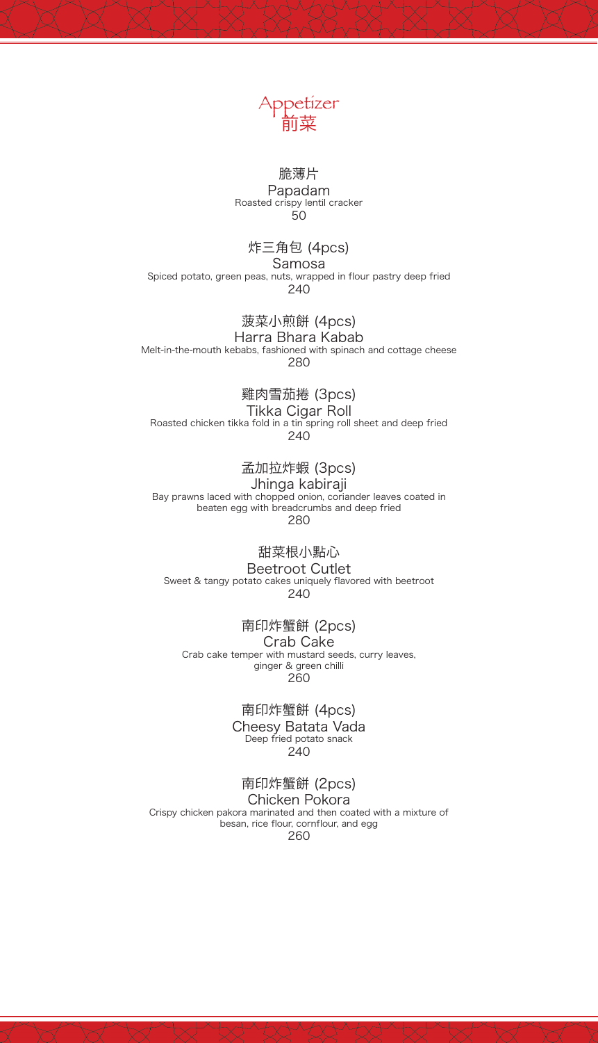# Appetizer
# 前菜

### 脆薄片
**Papadam**
Roasted crispy lentil cracker
50

### 炸三角包 (4pcs)
**Samosa**
Spiced potato, green peas, nuts, wrapped in flour pastry deep fried
240

### 菠菜小煎餅 (4pcs)
**Harra Bhara Kabab**
Melt-in-the-mouth kebabs, fashioned with spinach and cottage cheese
280

### 雞肉雪茄捲 (3pcs)
**Tikka Cigar Roll**
Roasted chicken tikka fold in a tin spring roll sheet and deep fried
240

### 孟加拉炸蝦 (3pcs)
**Jhinga kabiraji**
Bay prawns laced with chopped onion, coriander leaves coated in beaten egg with breadcrumbs and deep fried
280

### 甜菜根小點心
**Beetroot Cutlet**
Sweet & tangy potato cakes uniquely flavored with beetroot
240

### 南印炸蟹餅 (2pcs)
**Crab Cake**
Crab cake temper with mustard seeds, curry leaves, ginger & green chilli
260

### 南印炸蟹餅 (4pcs)
**Cheesy Batata Vada**
Deep fried potato snack
240

### 南印炸蟹餅 (2pcs)
**Chicken Pokora**
Crispy chicken pakora marinated and then coated with a mixture of besan, rice flour, cornflour, and egg
260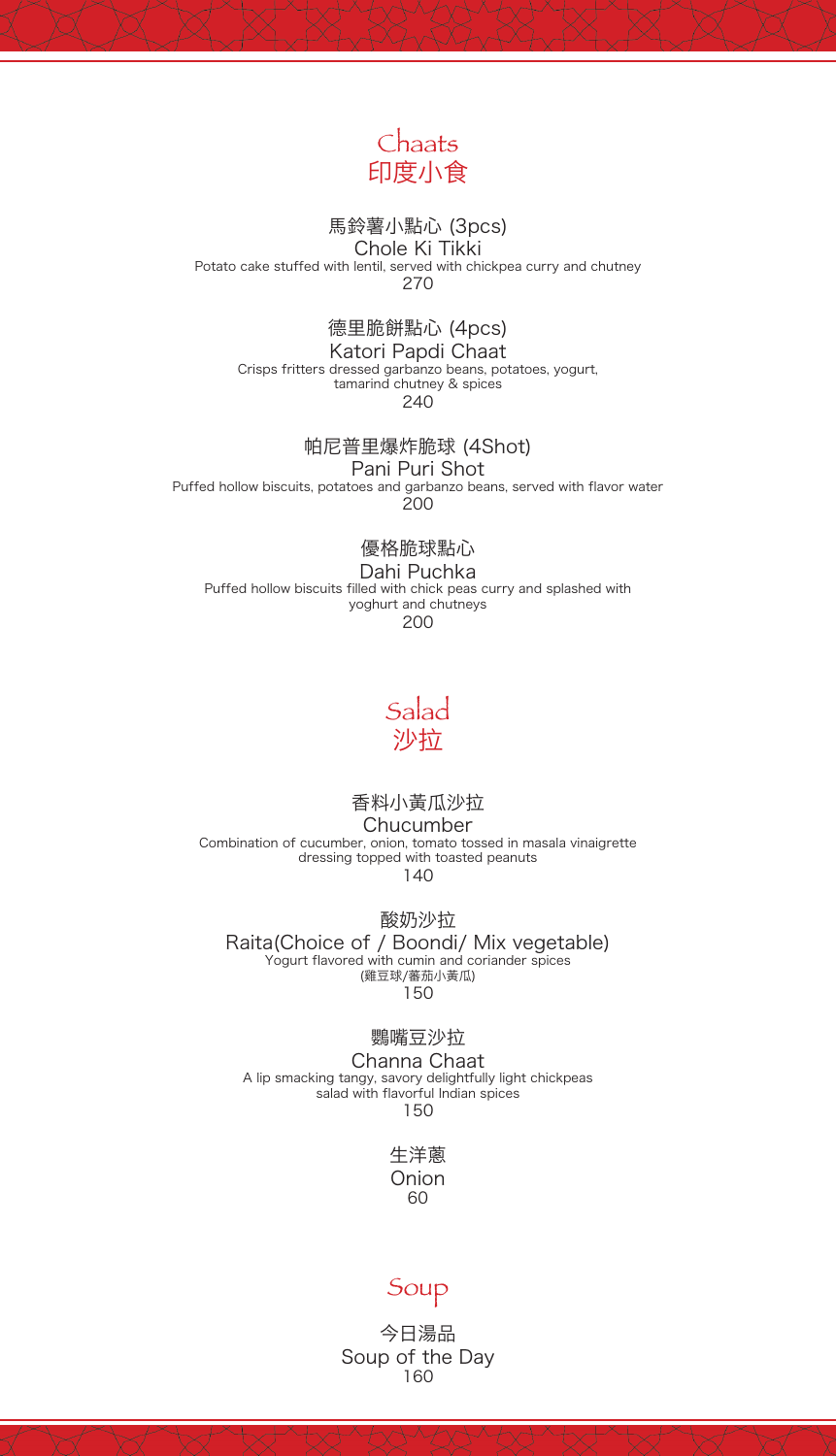## Chaats
## 印度小食

馬鈴薯小點心 (3pcs)
Chole Ki Tikki
Potato cake stuffed with lentil, served with chickpea curry and chutney
270

德里脆餅點心 (4pcs)
Katori Papdi Chaat
Crisps fritters dressed garbanzo beans, potatoes, yogurt, tamarind chutney & spices
240

帕尼普里爆炸脆球 (4Shot)
Pani Puri Shot
Puffed hollow biscuits, potatoes and garbanzo beans, served with flavor water
200

優格脆球點心
Dahi Puchka
Puffed hollow biscuits filled with chick peas curry and splashed with yoghurt and chutneys
200

## Salad
## 沙拉

香料小黃瓜沙拉
Chucumber
Combination of cucumber, onion, tomato tossed in masala vinaigrette dressing topped with toasted peanuts
140

酸奶沙拉
Raita(Choice of / Boondi/ Mix vegetable)
Yogurt flavored with cumin and coriander spices
(雞豆球/蕃茄小黃瓜)
150

鷹嘴豆沙拉
Channa Chaat
A lip smacking tangy, savory delightfully light chickpeas salad with flavorful Indian spices
150

生洋蔥
Onion
60

## Soup

今日湯品
Soup of the Day
160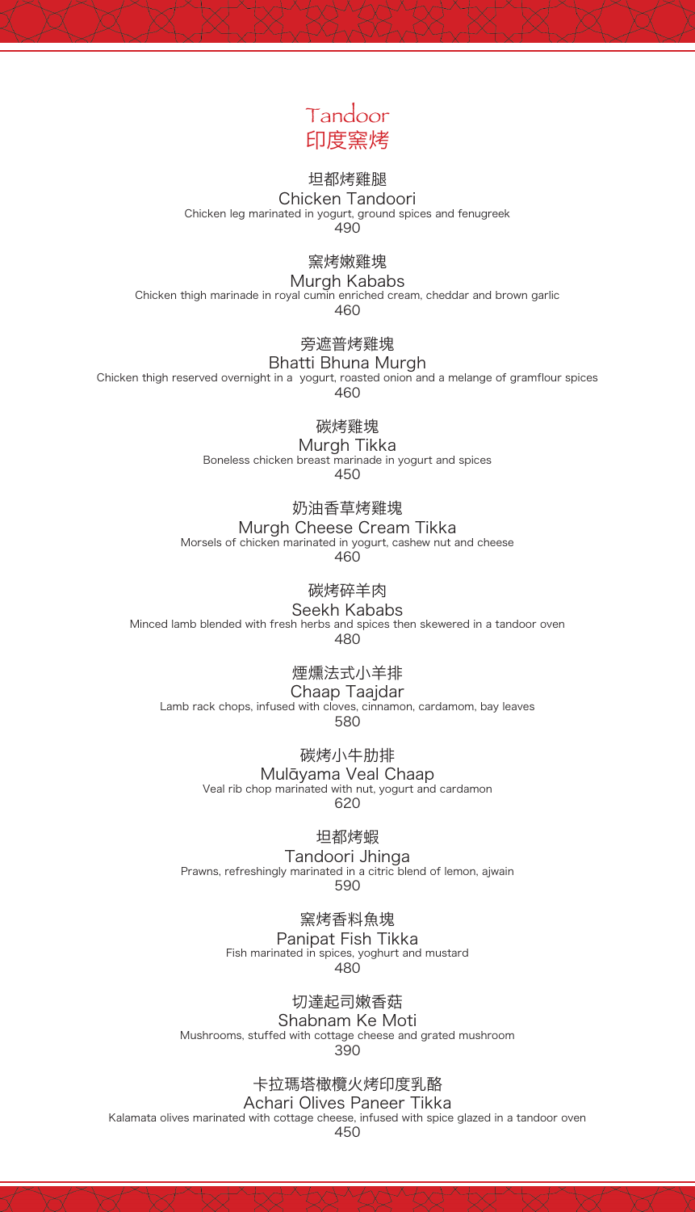# Tandoor
# 印度窯烤

### 坦都烤雞腿
### Chicken Tandoori
Chicken leg marinated in yogurt, ground spices and fenugreek
490

### 窯烤嫩雞塊
### Murgh Kababs
Chicken thigh marinade in royal cumin enriched cream, cheddar and brown garlic
460

### 旁遮普烤雞塊
### Bhatti Bhuna Murgh
Chicken thigh reserved overnight in a  yogurt, roasted onion and a melange of gramflour spices
460

### 碳烤雞塊
### Murgh Tikka
Boneless chicken breast marinade in yogurt and spices
450

### 奶油香草烤雞塊
### Murgh Cheese Cream Tikka
Morsels of chicken marinated in yogurt, cashew nut and cheese
460

### 碳烤碎羊肉
### Seekh Kababs
Minced lamb blended with fresh herbs and spices then skewered in a tandoor oven
480

### 煙燻法式小羊排
### Chaap Taajdar
Lamb rack chops, infused with cloves, cinnamon, cardamom, bay leaves
580

### 碳烤小牛肋排
### Mulāyama Veal Chaap
Veal rib chop marinated with nut, yogurt and cardamon
620

### 坦都烤蝦
### Tandoori Jhinga
Prawns, refreshingly marinated in a citric blend of lemon, ajwain
590

### 窯烤香料魚塊
### Panipat Fish Tikka
Fish marinated in spices, yoghurt and mustard
480

### 切達起司嫩香菇
### Shabnam Ke Moti
Mushrooms, stuffed with cottage cheese and grated mushroom
390

### 卡拉瑪塔橄欖火烤印度乳酪
### Achari Olives Paneer Tikka
Kalamata olives marinated with cottage cheese, infused with spice glazed in a tandoor oven
450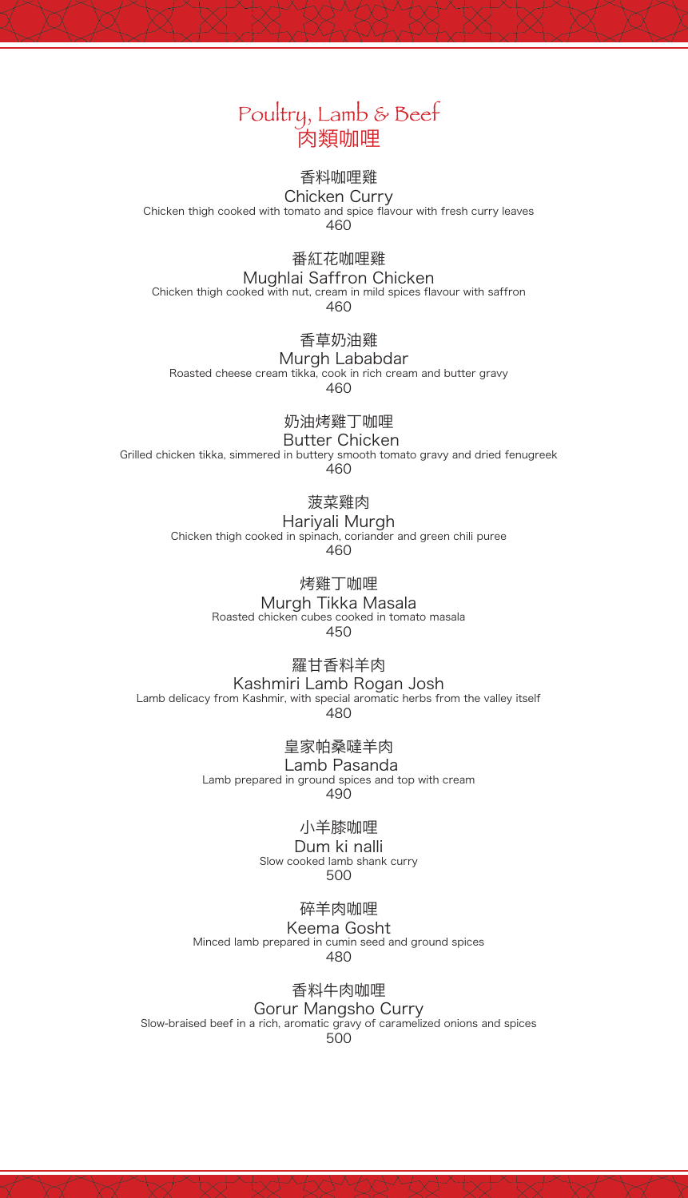# Poultry, Lamb & Beef
# 肉類咖哩

### 香料咖哩雞
### Chicken Curry
Chicken thigh cooked with tomato and spice flavour with fresh curry leaves
460

### 番紅花咖哩雞
### Mughlai Saffron Chicken
Chicken thigh cooked with nut, cream in mild spices flavour with saffron
460

### 香草奶油雞
### Murgh Lababdar
Roasted cheese cream tikka, cook in rich cream and butter gravy
460

### 奶油烤雞丁咖哩
### Butter Chicken
Grilled chicken tikka, simmered in buttery smooth tomato gravy and dried fenugreek
460

### 菠菜雞肉
### Hariyali Murgh
Chicken thigh cooked in spinach, coriander and green chili puree
460

### 烤雞丁咖哩
### Murgh Tikka Masala
Roasted chicken cubes cooked in tomato masala
450

### 羅甘香料羊肉
### Kashmiri Lamb Rogan Josh
Lamb delicacy from Kashmir, with special aromatic herbs from the valley itself
480

### 皇家帕桑嗟羊肉
### Lamb Pasanda
Lamb prepared in ground spices and top with cream
490

### 小羊膝咖哩
### Dum ki nalli
Slow cooked lamb shank curry
500

### 碎羊肉咖哩
### Keema Gosht
Minced lamb prepared in cumin seed and ground spices
480

### 香料牛肉咖哩
### Gorur Mangsho Curry
Slow-braised beef in a rich, aromatic gravy of caramelized onions and spices
500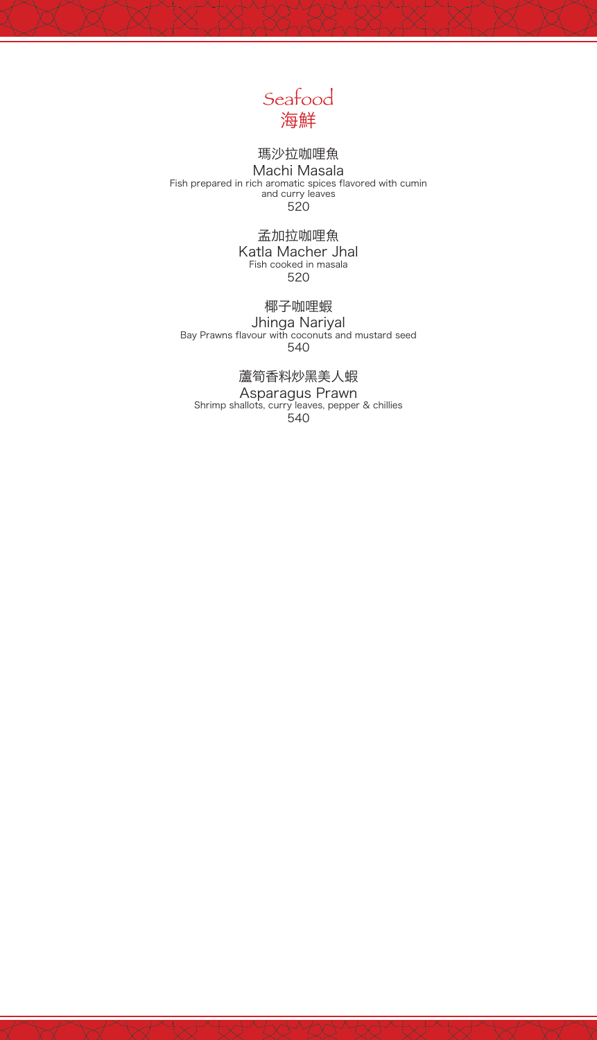# Seafood
# 海鮮

### 瑪沙拉咖哩魚
### Machi Masala
Fish prepared in rich aromatic spices flavored with cumin and curry leaves
520

### 孟加拉咖哩魚
### Katla Macher Jhal
Fish cooked in masala
520

### 椰子咖哩蝦
### Jhinga Nariyal
Bay Prawns flavour with coconuts and mustard seed
540

### 蘆筍香料炒黑美人蝦
### Asparagus Prawn
Shrimp shallots, curry leaves, pepper & chillies
540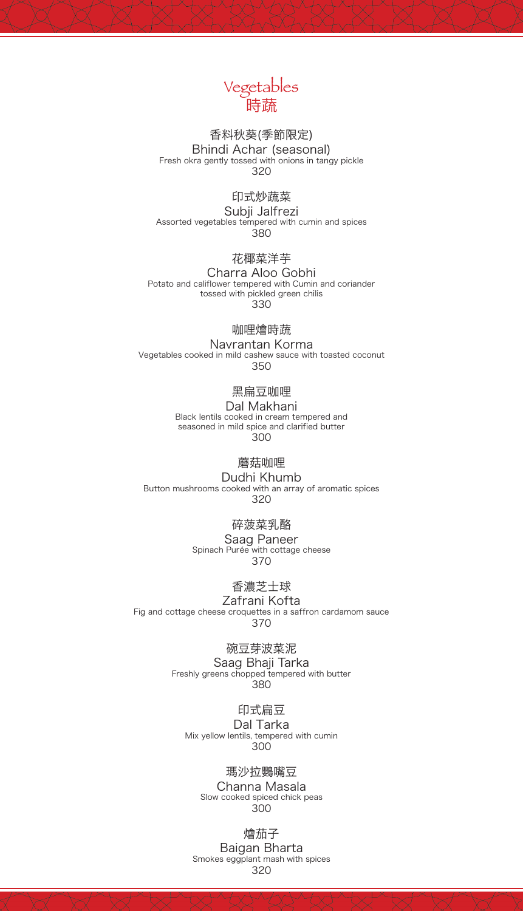# Vegetables
# 時蔬

### 香料秋葵(季節限定)
### Bhindi Achar (seasonal)
Fresh okra gently tossed with onions in tangy pickle
320

### 印式炒蔬菜
### Subji Jalfrezi
Assorted vegetables tempered with cumin and spices
380

### 花椰菜洋芋
### Charra Aloo Gobhi
Potato and califlower tempered with Cumin and coriander tossed with pickled green chilis
330

### 咖哩燴時蔬
### Navrantan Korma
Vegetables cooked in mild cashew sauce with toasted coconut
350

### 黑扁豆咖哩
### Dal Makhani
Black lentils cooked in cream tempered and seasoned in mild spice and clarified butter
300

### 蘑菇咖哩
### Dudhi Khumb
Button mushrooms cooked with an array of aromatic spices
320

### 碎菠菜乳酪
### Saag Paneer
Spinach Purée with cottage cheese
370

### 香濃芝士球
### Zafrani Kofta
Fig and cottage cheese croquettes in a saffron cardamom sauce
370

### 碗豆芽波菜泥
### Saag Bhaji Tarka
Freshly greens chopped tempered with butter
380

### 印式扁豆
### Dal Tarka
Mix yellow lentils, tempered with cumin
300

### 瑪沙拉鷹嘴豆
### Channa Masala
Slow cooked spiced chick peas
300

### 燴茄子
### Baigan Bharta
Smokes eggplant mash with spices
320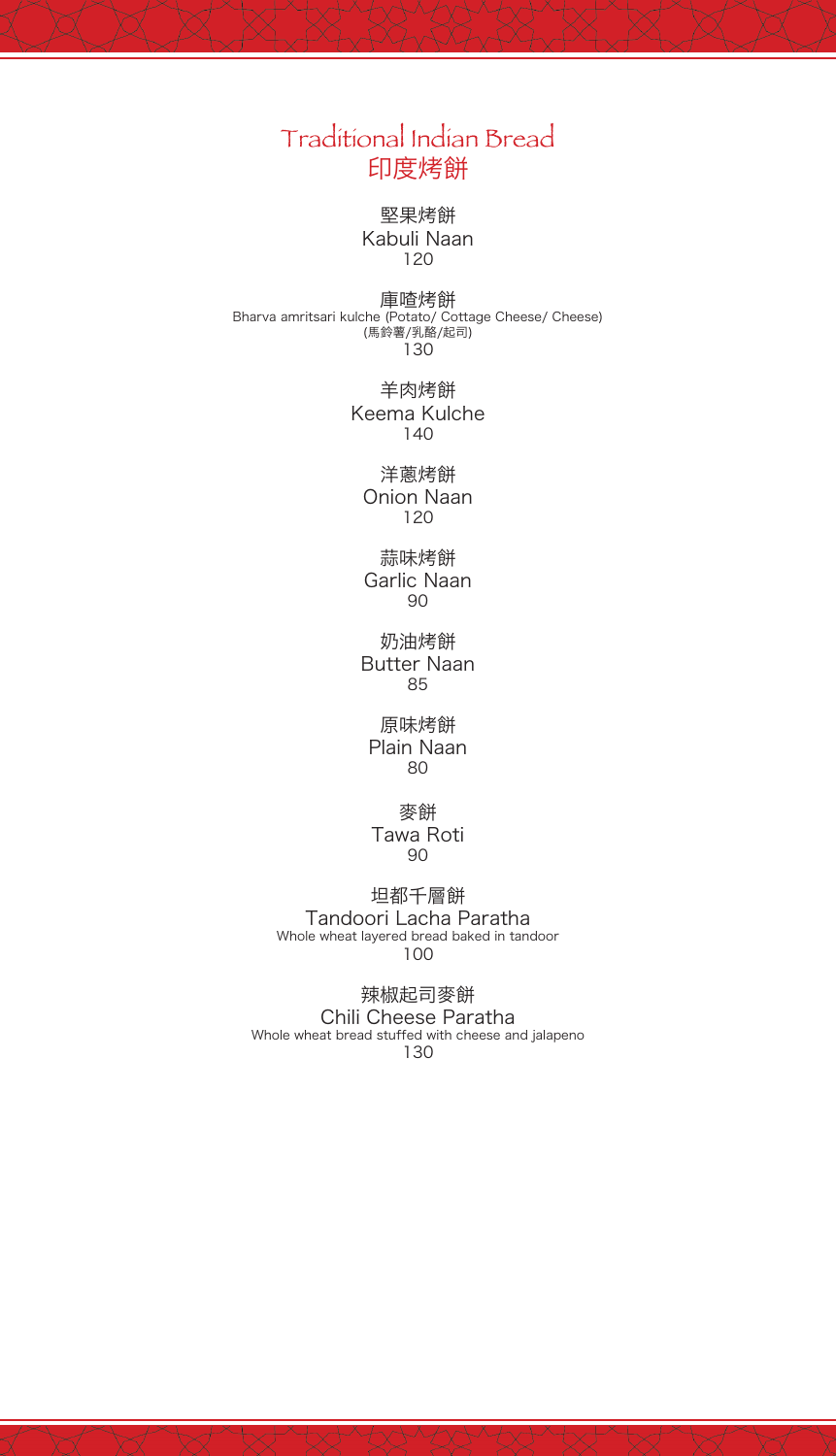# Traditional Indian Bread
# 印度烤餅

堅果烤餅
Kabuli Naan
120

庫喳烤餅
Bharva amritsari kulche (Potato/ Cottage Cheese/ Cheese)
(馬鈴薯/乳酪/起司)
130

羊肉烤餅
Keema Kulche
140

洋蔥烤餅
Onion Naan
120

蒜味烤餅
Garlic Naan
90

奶油烤餅
Butter Naan
85

原味烤餅
Plain Naan
80

麥餅
Tawa Roti
90

坦都千層餅
Tandoori Lacha Paratha
Whole wheat layered bread baked in tandoor
100

辣椒起司麥餅
Chili Cheese Paratha
Whole wheat bread stuffed with cheese and jalapeno
130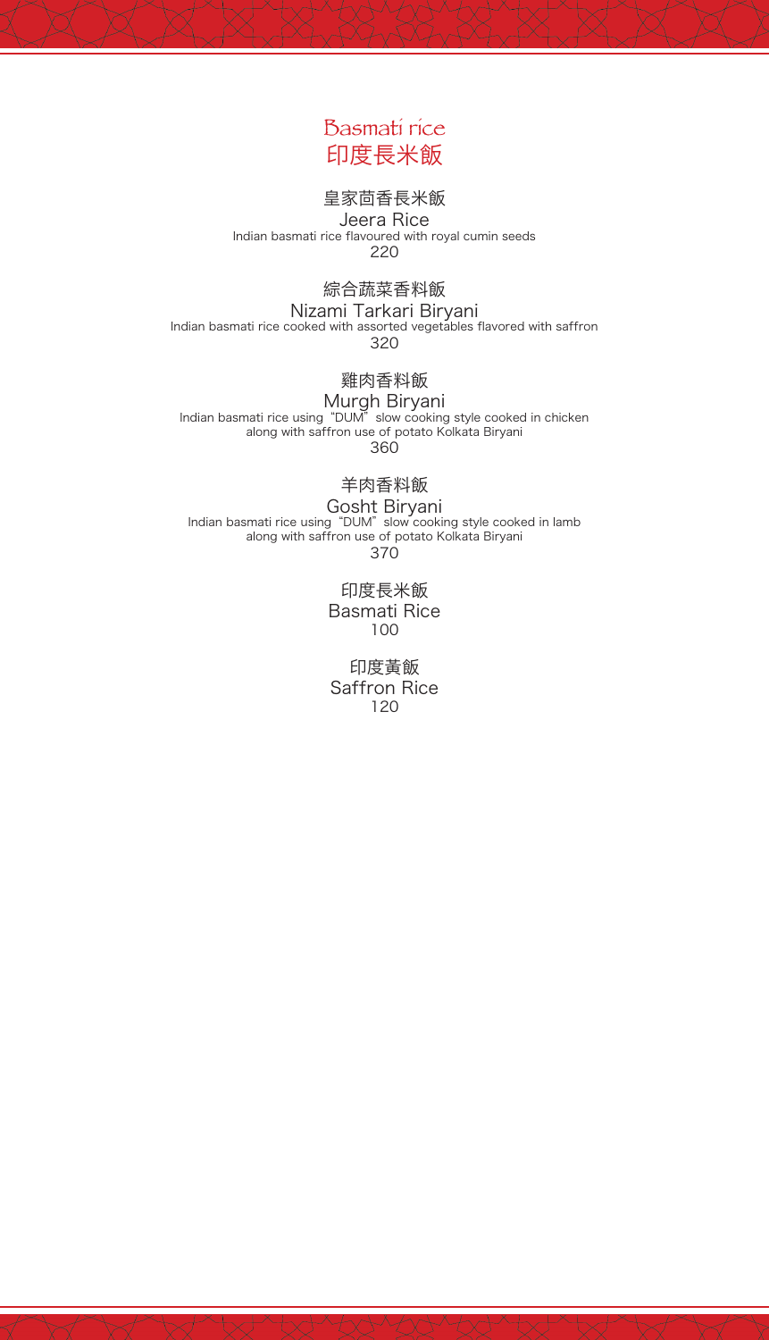# Basmati rice
# 印度長米飯

### 皇家茴香長米飯
### Jeera Rice
Indian basmati rice flavoured with royal cumin seeds
220

### 綜合蔬菜香料飯
### Nizami Tarkari Biryani
Indian basmati rice cooked with assorted vegetables flavored with saffron
320

### 雞肉香料飯
### Murgh Biryani
Indian basmati rice using "DUM" slow cooking style cooked in chicken along with saffron use of potato Kolkata Biryani
360

### 羊肉香料飯
### Gosht Biryani
Indian basmati rice using "DUM" slow cooking style cooked in lamb along with saffron use of potato Kolkata Biryani
370

### 印度長米飯
### Basmati Rice
100

### 印度黃飯
### Saffron Rice
120